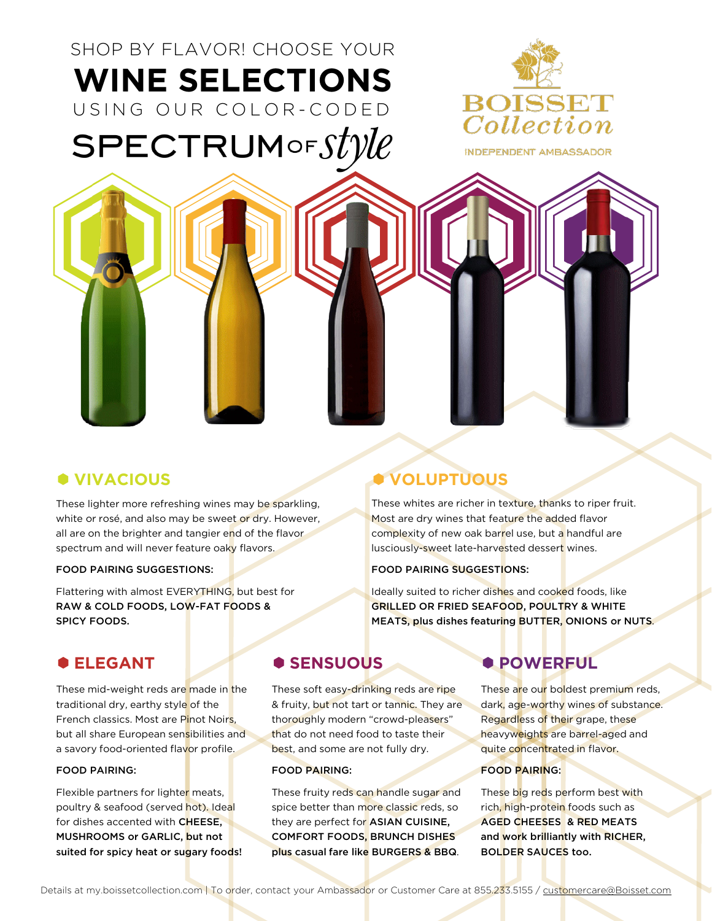SHOP BY FLAVOR! CHOOSE YOUR

# WINE SELECTIONS

USING OUR COLOR-CODED

SPECTRUM OF *style*

BOISSET Collection

INDEPENDENT AMBASSADOR

## VIVACIOUS

These lighter more refreshing wines may be sparkling, white or rosé, and also may be sweet or dry. However, all are on the brighter and tangier end of the flavor spectrum and will never feature oaky flavors.

FOOD PAIRING SUGGESTIONS:

Flattering with almost EVERYTHING, but best for **RAW & COLD FOODS, LOW-FAT FOODS & SPICY FOODS.**

## VOLUPTUOUS

These whites are richer in texture, thanks to riper fruit. Most are dry wines that feature the added flavor complexity of new oak barrel use, but a handful are lusciously-sweet late-harvested dessert wines.

FOOD PAIRING SUGGESTIONS:

Ideally suited to richer dishes and cooked foods, like **GRILLED OR FRIED SEAFOOD, POULTRY & WHITE MEATS, plus dishes featuring BUTTER, ONIONS or NUTS.**

## ELEGANT

These mid-weight reds are made in the traditional dry, earthy style of the French classics. Most are Pinot Noirs, but all share European sensibilities and a savory food-oriented flavor profile.

FOOD PAIRING:

Flexible partners for lighter meats, poultry & seafood (served hot). Ideal for dishes accented with **CHEESE, MUSHROOMS or GARLIC, but not suited for spicy heat or sugary foods!**

## SENSUOUS

These soft easy-drinking reds are ripe & fruity, but not tart or tannic. They are thoroughly modern "crowd-pleasers" that do not need food to taste their best, and some are not fully dry.

FOOD PAIRING:

These fruity reds can handle sugar and spice better than more classic reds, so they are perfect for **ASIAN CUISINE, COMFORT FOODS, BRUNCH DISHES plus casual fare like BURGERS & BBQ.**

## POWERFUL

These are our boldest premium reds, dark, age-worthy wines of substance. Regardless of their grape, these heavyweights are barrel-aged and quite concentrated in flavor.

FOOD PAIRING:

These big reds perform best with rich, high-protein foods such as **AGED CHEESES & RED MEATS and work brilliantly with RICHER, BOLDER SAUCES too.**

Details at my.boissetcollection.com | To order, contact your Ambassador or Customer Care at 855.233.5155 / customercare@Boisset.com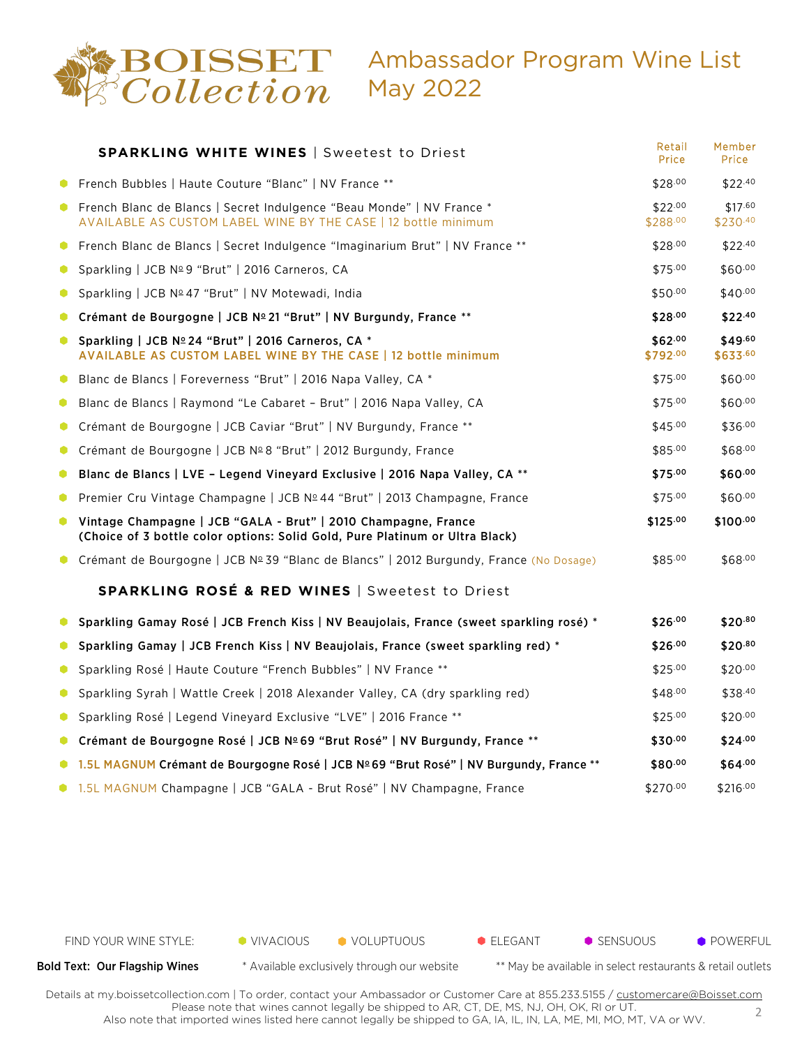# BOISSET Collection

## Ambassador Program Wine List May 2022

| SPARKLING WHITE WINES \| Sweetest to Driest | Retail Price | Member Price |
|---|---|---|
| French Bubbles \| Haute Couture "Blanc" \| NV France ** | $28.00 | $22.40 |
| French Blanc de Blancs \| Secret Indulgence "Beau Monde" \| NV France * AVAILABLE AS CUSTOM LABEL WINE BY THE CASE \| 12 bottle minimum | $22.00 $288.00 | $17.60 $230.40 |
| French Blanc de Blancs \| Secret Indulgence "Imaginarium Brut" \| NV France ** | $28.00 | $22.40 |
| Sparkling \| JCB № 9 "Brut" \| 2016 Carneros, CA | $75.00 | $60.00 |
| Sparkling \| JCB № 47 "Brut" \| NV Motewadi, India | $50.00 | $40.00 |
| **Crémant de Bourgogne \| JCB № 21 "Brut" \| NV Burgundy, France **** | **$28.00** | **$22.40** |
| **Sparkling \| JCB № 24 "Brut" \| 2016 Carneros, CA *** **AVAILABLE AS CUSTOM LABEL WINE BY THE CASE \| 12 bottle minimum** | **$62.00 $792.00** | **$49.60 $633.60** |
| Blanc de Blancs \| Foreverness "Brut" \| 2016 Napa Valley, CA * | $75.00 | $60.00 |
| Blanc de Blancs \| Raymond "Le Cabaret – Brut" \| 2016 Napa Valley, CA | $75.00 | $60.00 |
| Crémant de Bourgogne \| JCB Caviar "Brut" \| NV Burgundy, France ** | $45.00 | $36.00 |
| Crémant de Bourgogne \| JCB № 8 "Brut" \| 2012 Burgundy, France | $85.00 | $68.00 |
| **Blanc de Blancs \| LVE – Legend Vineyard Exclusive \| 2016 Napa Valley, CA **** | **$75.00** | **$60.00** |
| Premier Cru Vintage Champagne \| JCB № 44 "Brut" \| 2013 Champagne, France | $75.00 | $60.00 |
| **Vintage Champagne \| JCB "GALA - Brut" \| 2010 Champagne, France (Choice of 3 bottle color options: Solid Gold, Pure Platinum or Ultra Black)** | **$125.00** | **$100.00** |
| Crémant de Bourgogne \| JCB № 39 "Blanc de Blancs" \| 2012 Burgundy, France (No Dosage) | $85.00 | $68.00 |
| **SPARKLING ROSÉ & RED WINES \| Sweetest to Driest** | | |
| **Sparkling Gamay Rosé \| JCB French Kiss \| NV Beaujolais, France (sweet sparkling rosé) *** | **$26.00** | **$20.80** |
| **Sparkling Gamay \| JCB French Kiss \| NV Beaujolais, France (sweet sparkling red) *** | **$26.00** | **$20.80** |
| Sparkling Rosé \| Haute Couture "French Bubbles" \| NV France ** | $25.00 | $20.00 |
| Sparkling Syrah \| Wattle Creek \| 2018 Alexander Valley, CA (dry sparkling red) | $48.00 | $38.40 |
| Sparkling Rosé \| Legend Vineyard Exclusive "LVE" \| 2016 France ** | $25.00 | $20.00 |
| **Crémant de Bourgogne Rosé \| JCB № 69 "Brut Rosé" \| NV Burgundy, France **** | **$30.00** | **$24.00** |
| 1.5L MAGNUM **Crémant de Bourgogne Rosé \| JCB № 69 "Brut Rosé" \| NV Burgundy, France **** | **$80.00** | **$64.00** |
| 1.5L MAGNUM Champagne \| JCB "GALA - Brut Rosé" \| NV Champagne, France | $270.00 | $216.00 |

FIND YOUR WINE STYLE: VIVACIOUS | VOLUPTUOUS | ELEGANT | SENSUOUS | POWERFUL

**Bold Text: Our Flagship Wines** | * Available exclusively through our website | ** May be available in select restaurants & retail outlets

Details at my.boissetcollection.com | To order, contact your Ambassador or Customer Care at 855.233.5155 / customercare@Boisset.com
Please note that wines cannot legally be shipped to AR, CT, DE, MS, NJ, OH, OK, RI or UT.
Also note that imported wines listed here cannot legally be shipped to GA, IA, IL, IN, LA, ME, MI, MO, MT, VA or WV.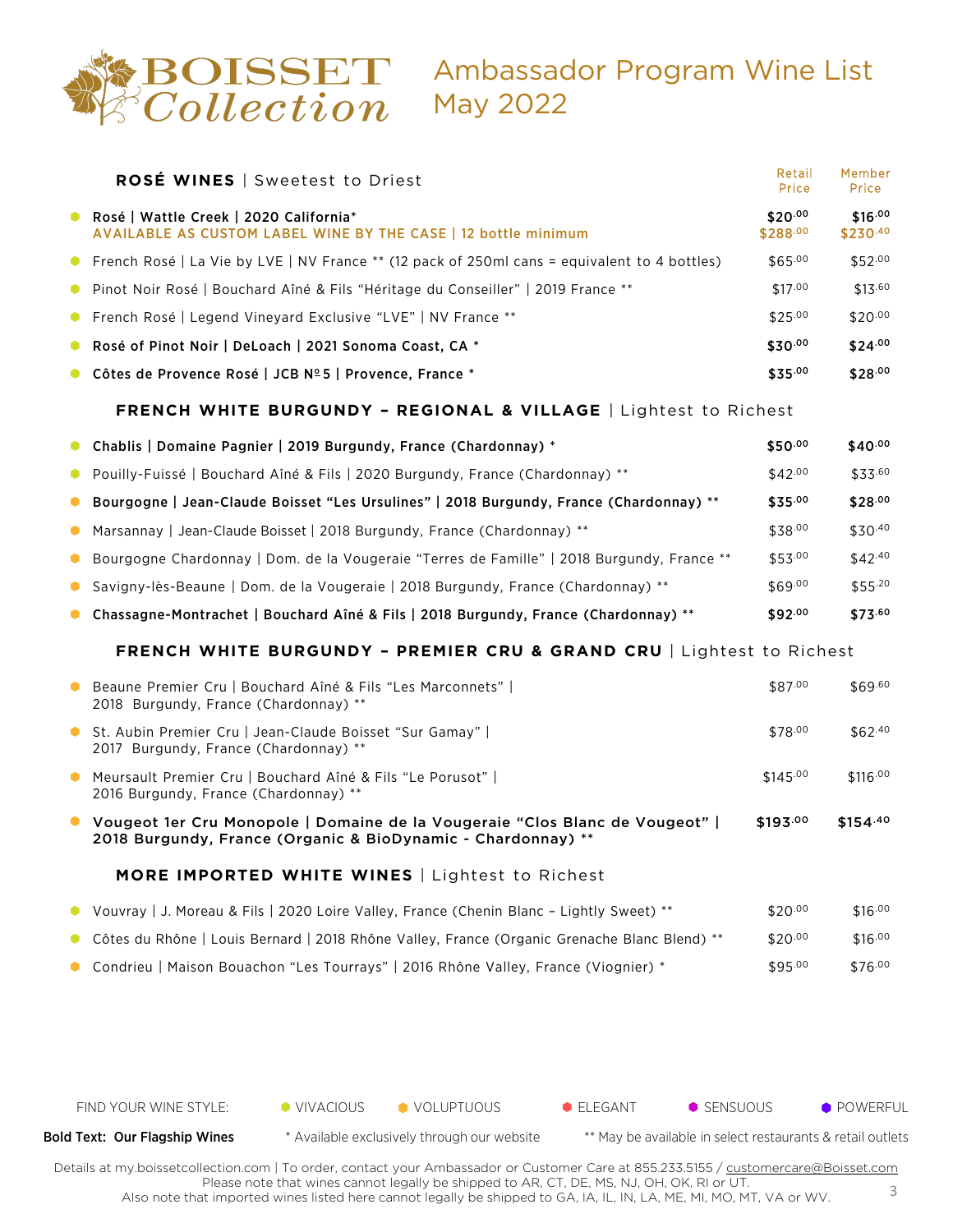# BOISSET Collection

## Ambassador Program Wine List May 2022

| ROSÉ WINES \| Sweetest to Driest | Retail Price | Member Price |
|---|---|---|
| **Rosé \| Wattle Creek \| 2020 California*** **AVAILABLE AS CUSTOM LABEL WINE BY THE CASE \| 12 bottle minimum** | **$20.00** **$288.00** | **$16.00** **$230.40** |
| French Rosé \| La Vie by LVE \| NV France ** (12 pack of 250ml cans = equivalent to 4 bottles) | $65.00 | $52.00 |
| Pinot Noir Rosé \| Bouchard Aîné & Fils "Héritage du Conseiller" \| 2019 France ** | $17.00 | $13.60 |
| French Rosé \| Legend Vineyard Exclusive "LVE" \| NV France ** | $25.00 | $20.00 |
| **Rosé of Pinot Noir \| DeLoach \| 2021 Sonoma Coast, CA *** | **$30.00** | **$24.00** |
| **Côtes de Provence Rosé \| JCB Nº5 \| Provence, France *** | **$35.00** | **$28.00** |

| FRENCH WHITE BURGUNDY – REGIONAL & VILLAGE \| Lightest to Richest | Retail Price | Member Price |
|---|---|---|
| **Chablis \| Domaine Pagnier \| 2019 Burgundy, France (Chardonnay) *** | **$50.00** | **$40.00** |
| Pouilly-Fuissé \| Bouchard Aîné & Fils \| 2020 Burgundy, France (Chardonnay) ** | $42.00 | $33.60 |
| **Bourgogne \| Jean-Claude Boisset "Les Ursulines" \| 2018 Burgundy, France (Chardonnay) **** | **$35.00** | **$28.00** |
| Marsannay \| Jean-Claude Boisset \| 2018 Burgundy, France (Chardonnay) ** | $38.00 | $30.40 |
| Bourgogne Chardonnay \| Dom. de la Vougeraie "Terres de Famille" \| 2018 Burgundy, France ** | $53.00 | $42.40 |
| Savigny-lès-Beaune \| Dom. de la Vougeraie \| 2018 Burgundy, France (Chardonnay) ** | $69.00 | $55.20 |
| **Chassagne-Montrachet \| Bouchard Aîné & Fils \| 2018 Burgundy, France (Chardonnay) **** | **$92.00** | **$73.60** |

| FRENCH WHITE BURGUNDY – PREMIER CRU & GRAND CRU \| Lightest to Richest | Retail Price | Member Price |
|---|---|---|
| Beaune Premier Cru \| Bouchard Aîné & Fils "Les Marconnets" \| 2018 Burgundy, France (Chardonnay) ** | $87.00 | $69.60 |
| St. Aubin Premier Cru \| Jean-Claude Boisset "Sur Gamay" \| 2017 Burgundy, France (Chardonnay) ** | $78.00 | $62.40 |
| Meursault Premier Cru \| Bouchard Aîné & Fils "Le Porusot" \| 2016 Burgundy, France (Chardonnay) ** | $145.00 | $116.00 |
| **Vougeot 1er Cru Monopole \| Domaine de la Vougeraie "Clos Blanc de Vougeot" \| 2018 Burgundy, France (Organic & BioDynamic - Chardonnay) **** | **$193.00** | **$154.40** |

| MORE IMPORTED WHITE WINES \| Lightest to Richest | Retail Price | Member Price |
|---|---|---|
| Vouvray \| J. Moreau & Fils \| 2020 Loire Valley, France (Chenin Blanc – Lightly Sweet) ** | $20.00 | $16.00 |
| Côtes du Rhône \| Louis Bernard \| 2018 Rhône Valley, France (Organic Grenache Blanc Blend) ** | $20.00 | $16.00 |
| Condrieu \| Maison Bouachon "Les Tourrays" \| 2016 Rhône Valley, France (Viognier) * | $95.00 | $76.00 |

FIND YOUR WINE STYLE: VIVACIOUS | VOLUPTUOUS | ELEGANT | SENSUOUS | POWERFUL

**Bold Text: Our Flagship Wines** | * Available exclusively through our website | ** May be available in select restaurants & retail outlets

Details at my.boissetcollection.com | To order, contact your Ambassador or Customer Care at 855.233.5155 / customercare@Boisset.com
Please note that wines cannot legally be shipped to AR, CT, DE, MS, NJ, OH, OK, RI or UT.
Also note that imported wines listed here cannot legally be shipped to GA, IA, IL, IN, LA, ME, MI, MO, MT, VA or WV.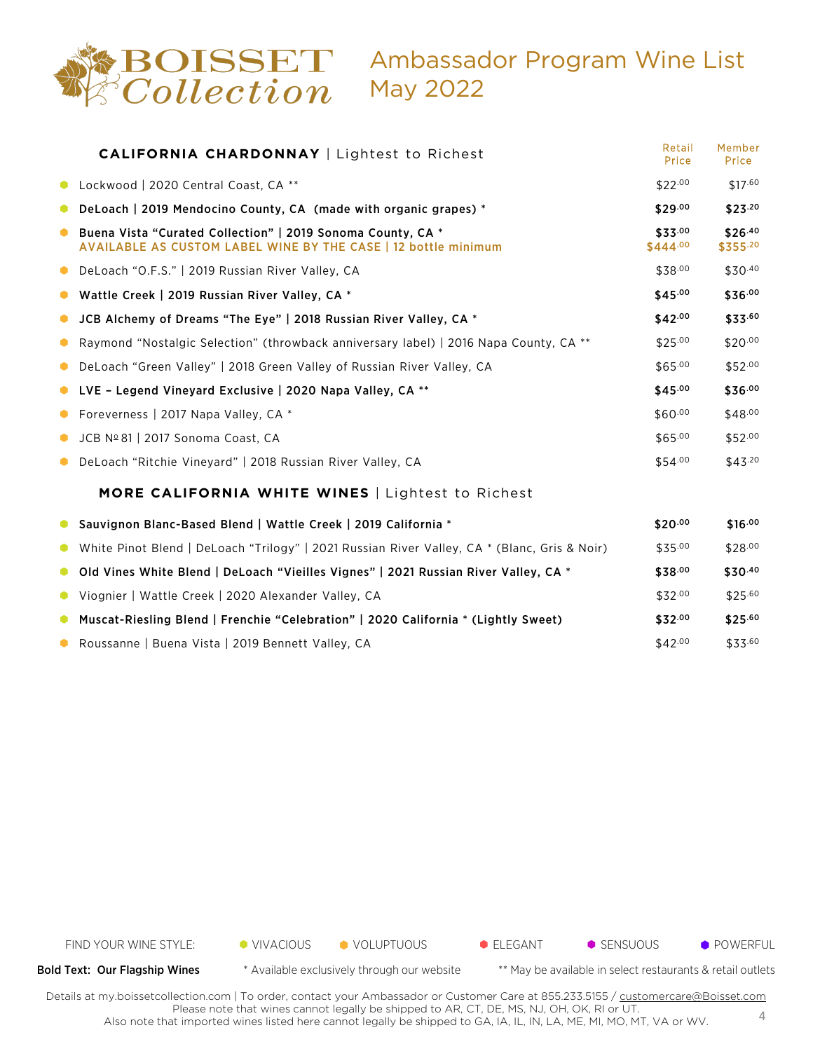# BOISSET Collection

## Ambassador Program Wine List May 2022

| CALIFORNIA CHARDONNAY \| Lightest to Richest | Retail Price | Member Price |
|---|---|---|
| Lockwood \| 2020 Central Coast, CA ** | $22.00 | $17.60 |
| **DeLoach \| 2019 Mendocino County, CA (made with organic grapes) *** | **$29.00** | **$23.20** |
| **Buena Vista "Curated Collection" \| 2019 Sonoma County, CA *** | **$33.00** | **$26.40** |
| **AVAILABLE AS CUSTOM LABEL WINE BY THE CASE \| 12 bottle minimum** | **$444.00** | **$355.20** |
| DeLoach "O.F.S." \| 2019 Russian River Valley, CA | $38.00 | $30.40 |
| **Wattle Creek \| 2019 Russian River Valley, CA *** | **$45.00** | **$36.00** |
| **JCB Alchemy of Dreams "The Eye" \| 2018 Russian River Valley, CA *** | **$42.00** | **$33.60** |
| Raymond "Nostalgic Selection" (throwback anniversary label) \| 2016 Napa County, CA ** | $25.00 | $20.00 |
| DeLoach "Green Valley" \| 2018 Green Valley of Russian River Valley, CA | $65.00 | $52.00 |
| **LVE – Legend Vineyard Exclusive \| 2020 Napa Valley, CA **** | **$45.00** | **$36.00** |
| Foreverness \| 2017 Napa Valley, CA * | $60.00 | $48.00 |
| JCB № 81 \| 2017 Sonoma Coast, CA | $65.00 | $52.00 |
| DeLoach "Ritchie Vineyard" \| 2018 Russian River Valley, CA | $54.00 | $43.20 |

| MORE CALIFORNIA WHITE WINES \| Lightest to Richest | Retail Price | Member Price |
|---|---|---|
| **Sauvignon Blanc-Based Blend \| Wattle Creek \| 2019 California *** | **$20.00** | **$16.00** |
| White Pinot Blend \| DeLoach "Trilogy" \| 2021 Russian River Valley, CA * (Blanc, Gris & Noir) | $35.00 | $28.00 |
| **Old Vines White Blend \| DeLoach "Vieilles Vignes" \| 2021 Russian River Valley, CA *** | **$38.00** | **$30.40** |
| Viognier \| Wattle Creek \| 2020 Alexander Valley, CA | $32.00 | $25.60 |
| **Muscat-Riesling Blend \| Frenchie "Celebration" \| 2020 California * (Lightly Sweet)** | **$32.00** | **$25.60** |
| Roussanne \| Buena Vista \| 2019 Bennett Valley, CA | $42.00 | $33.60 |

FIND YOUR WINE STYLE: VIVACIOUS · VOLUPTUOUS · ELEGANT · SENSUOUS · POWERFUL

**Bold Text: Our Flagship Wines** — * Available exclusively through our website — ** May be available in select restaurants & retail outlets

Details at my.boissetcollection.com | To order, contact your Ambassador or Customer Care at 855.233.5155 / customercare@Boisset.com
Please note that wines cannot legally be shipped to AR, CT, DE, MS, NJ, OH, OK, RI or UT.
Also note that imported wines listed here cannot legally be shipped to GA, IA, IL, IN, LA, ME, MI, MO, MT, VA or WV.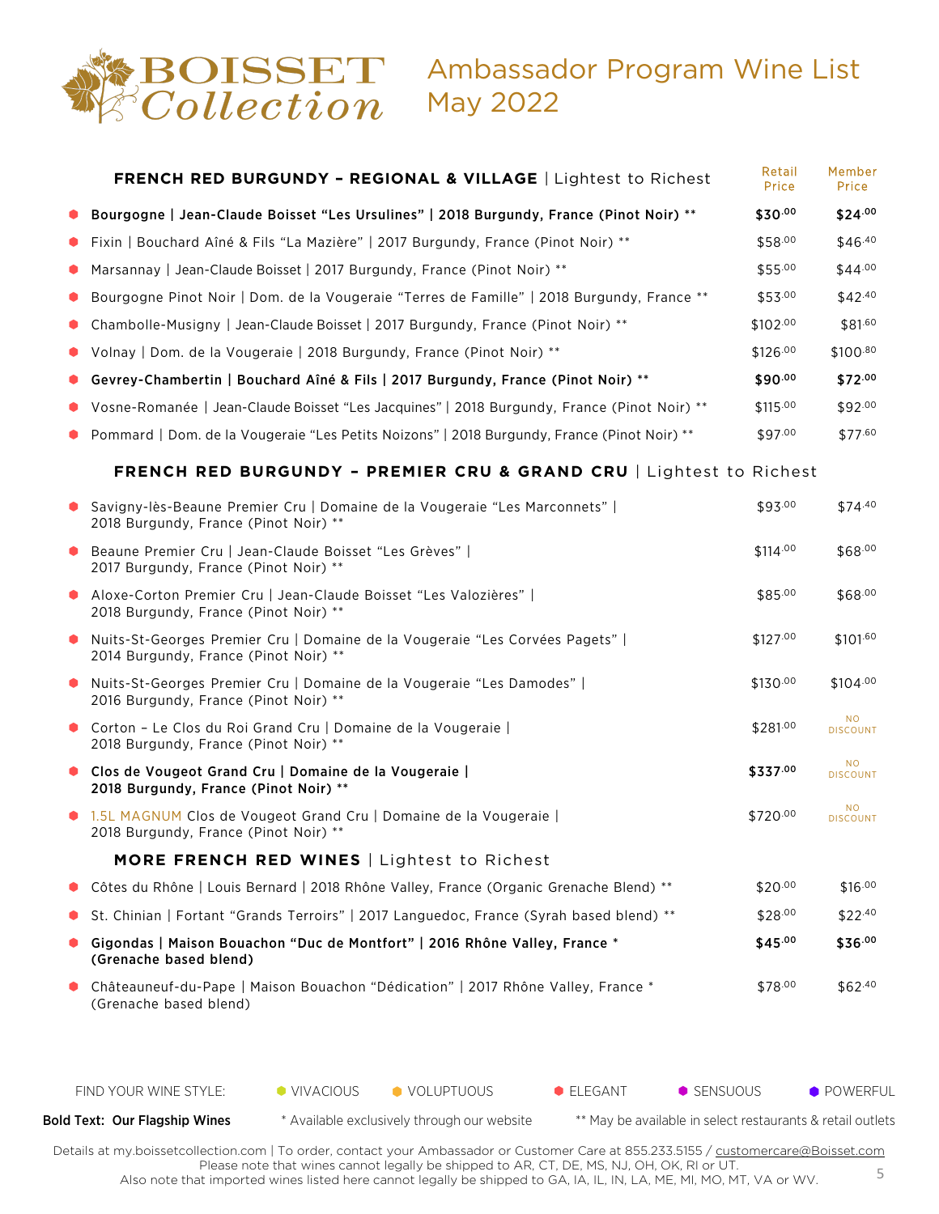# BOISSET Collection

## Ambassador Program Wine List May 2022

| FRENCH RED BURGUNDY – REGIONAL & VILLAGE \| Lightest to Richest | Retail Price | Member Price |
|---|---|---|
| **Bourgogne \| Jean-Claude Boisset "Les Ursulines" \| 2018 Burgundy, France (Pinot Noir) \*\*** | **$30.00** | **$24.00** |
| Fixin \| Bouchard Aîné & Fils "La Mazière" \| 2017 Burgundy, France (Pinot Noir) \*\* | $58.00 | $46.40 |
| Marsannay \| Jean-Claude Boisset \| 2017 Burgundy, France (Pinot Noir) \*\* | $55.00 | $44.00 |
| Bourgogne Pinot Noir \| Dom. de la Vougeraie "Terres de Famille" \| 2018 Burgundy, France \*\* | $53.00 | $42.40 |
| Chambolle-Musigny \| Jean-Claude Boisset \| 2017 Burgundy, France (Pinot Noir) \*\* | $102.00 | $81.60 |
| Volnay \| Dom. de la Vougeraie \| 2018 Burgundy, France (Pinot Noir) \*\* | $126.00 | $100.80 |
| **Gevrey-Chambertin \| Bouchard Aîné & Fils \| 2017 Burgundy, France (Pinot Noir) \*\*** | **$90.00** | **$72.00** |
| Vosne-Romanée \| Jean-Claude Boisset "Les Jacquines" \| 2018 Burgundy, France (Pinot Noir) \*\* | $115.00 | $92.00 |
| Pommard \| Dom. de la Vougeraie "Les Petits Noizons" \| 2018 Burgundy, France (Pinot Noir) \*\* | $97.00 | $77.60 |
| **FRENCH RED BURGUNDY – PREMIER CRU & GRAND CRU** \| Lightest to Richest | | |
| Savigny-lès-Beaune Premier Cru \| Domaine de la Vougeraie "Les Marconnets" \| 2018 Burgundy, France (Pinot Noir) \*\* | $93.00 | $74.40 |
| Beaune Premier Cru \| Jean-Claude Boisset "Les Grèves" \| 2017 Burgundy, France (Pinot Noir) \*\* | $114.00 | $68.00 |
| Aloxe-Corton Premier Cru \| Jean-Claude Boisset "Les Valozières" \| 2018 Burgundy, France (Pinot Noir) \*\* | $85.00 | $68.00 |
| Nuits-St-Georges Premier Cru \| Domaine de la Vougeraie "Les Corvées Pagets" \| 2014 Burgundy, France (Pinot Noir) \*\* | $127.00 | $101.60 |
| Nuits-St-Georges Premier Cru \| Domaine de la Vougeraie "Les Damodes" \| 2016 Burgundy, France (Pinot Noir) \*\* | $130.00 | $104.00 |
| Corton – Le Clos du Roi Grand Cru \| Domaine de la Vougeraie \| 2018 Burgundy, France (Pinot Noir) \*\* | $281.00 | NO DISCOUNT |
| **Clos de Vougeot Grand Cru \| Domaine de la Vougeraie \| 2018 Burgundy, France (Pinot Noir) \*\*** | **$337.00** | NO DISCOUNT |
| 1.5L MAGNUM Clos de Vougeot Grand Cru \| Domaine de la Vougeraie \| 2018 Burgundy, France (Pinot Noir) \*\* | $720.00 | NO DISCOUNT |
| **MORE FRENCH RED WINES** \| Lightest to Richest | | |
| Côtes du Rhône \| Louis Bernard \| 2018 Rhône Valley, France (Organic Grenache Blend) \*\* | $20.00 | $16.00 |
| St. Chinian \| Fortant "Grands Terroirs" \| 2017 Languedoc, France (Syrah based blend) \*\* | $28.00 | $22.40 |
| **Gigondas \| Maison Bouachon "Duc de Montfort" \| 2016 Rhône Valley, France \* (Grenache based blend)** | **$45.00** | **$36.00** |
| Châteauneuf-du-Pape \| Maison Bouachon "Dédication" \| 2017 Rhône Valley, France \* (Grenache based blend) | $78.00 | $62.40 |

FIND YOUR WINE STYLE: VIVACIOUS | VOLUPTUOUS | ELEGANT | SENSUOUS | POWERFUL

**Bold Text: Our Flagship Wines** * Available exclusively through our website ** May be available in select restaurants & retail outlets

Details at my.boissetcollection.com | To order, contact your Ambassador or Customer Care at 855.233.5155 / customercare@Boisset.com
Please note that wines cannot legally be shipped to AR, CT, DE, MS, NJ, OH, OK, RI or UT.
Also note that imported wines listed here cannot legally be shipped to GA, IA, IL, IN, LA, ME, MI, MO, MT, VA or WV.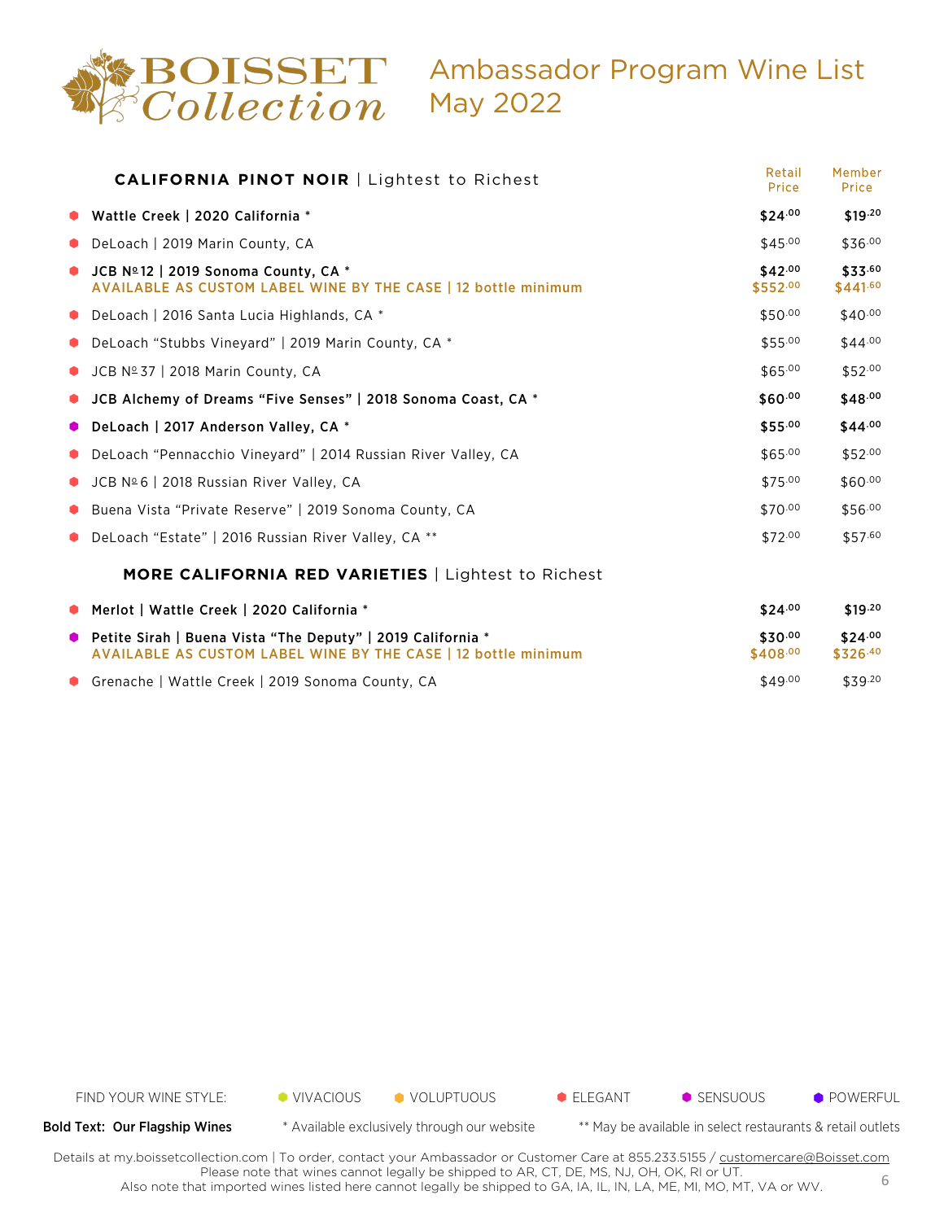# BOISSET Collection

## Ambassador Program Wine List May 2022

| CALIFORNIA PINOT NOIR \| Lightest to Richest | Retail Price | Member Price |
|---|---|---|
| **Wattle Creek \| 2020 California *** | **$24.00** | **$19.20** |
| DeLoach \| 2019 Marin County, CA | $45.00 | $36.00 |
| **JCB № 12 \| 2019 Sonoma County, CA *** | **$42.00** | **$33.60** |
| **AVAILABLE AS CUSTOM LABEL WINE BY THE CASE \| 12 bottle minimum** | **$552.00** | **$441.60** |
| DeLoach \| 2016 Santa Lucia Highlands, CA * | $50.00 | $40.00 |
| DeLoach "Stubbs Vineyard" \| 2019 Marin County, CA * | $55.00 | $44.00 |
| JCB № 37 \| 2018 Marin County, CA | $65.00 | $52.00 |
| **JCB Alchemy of Dreams "Five Senses" \| 2018 Sonoma Coast, CA *** | **$60.00** | **$48.00** |
| **DeLoach \| 2017 Anderson Valley, CA *** | **$55.00** | **$44.00** |
| DeLoach "Pennacchio Vineyard" \| 2014 Russian River Valley, CA | $65.00 | $52.00 |
| JCB № 6 \| 2018 Russian River Valley, CA | $75.00 | $60.00 |
| Buena Vista "Private Reserve" \| 2019 Sonoma County, CA | $70.00 | $56.00 |
| DeLoach "Estate" \| 2016 Russian River Valley, CA ** | $72.00 | $57.60 |

| MORE CALIFORNIA RED VARIETIES \| Lightest to Richest | Retail Price | Member Price |
|---|---|---|
| **Merlot \| Wattle Creek \| 2020 California *** | **$24.00** | **$19.20** |
| **Petite Sirah \| Buena Vista "The Deputy" \| 2019 California *** | **$30.00** | **$24.00** |
| **AVAILABLE AS CUSTOM LABEL WINE BY THE CASE \| 12 bottle minimum** | **$408.00** | **$326.40** |
| Grenache \| Wattle Creek \| 2019 Sonoma County, CA | $49.00 | $39.20 |

FIND YOUR WINE STYLE: VIVACIOUS | VOLUPTUOUS | ELEGANT | SENSUOUS | POWERFUL

**Bold Text: Our Flagship Wines** * Available exclusively through our website ** May be available in select restaurants & retail outlets

Details at my.boissetcollection.com | To order, contact your Ambassador or Customer Care at 855.233.5155 / customercare@Boisset.com
Please note that wines cannot legally be shipped to AR, CT, DE, MS, NJ, OH, OK, RI or UT.
Also note that imported wines listed here cannot legally be shipped to GA, IA, IL, IN, LA, ME, MI, MO, MT, VA or WV.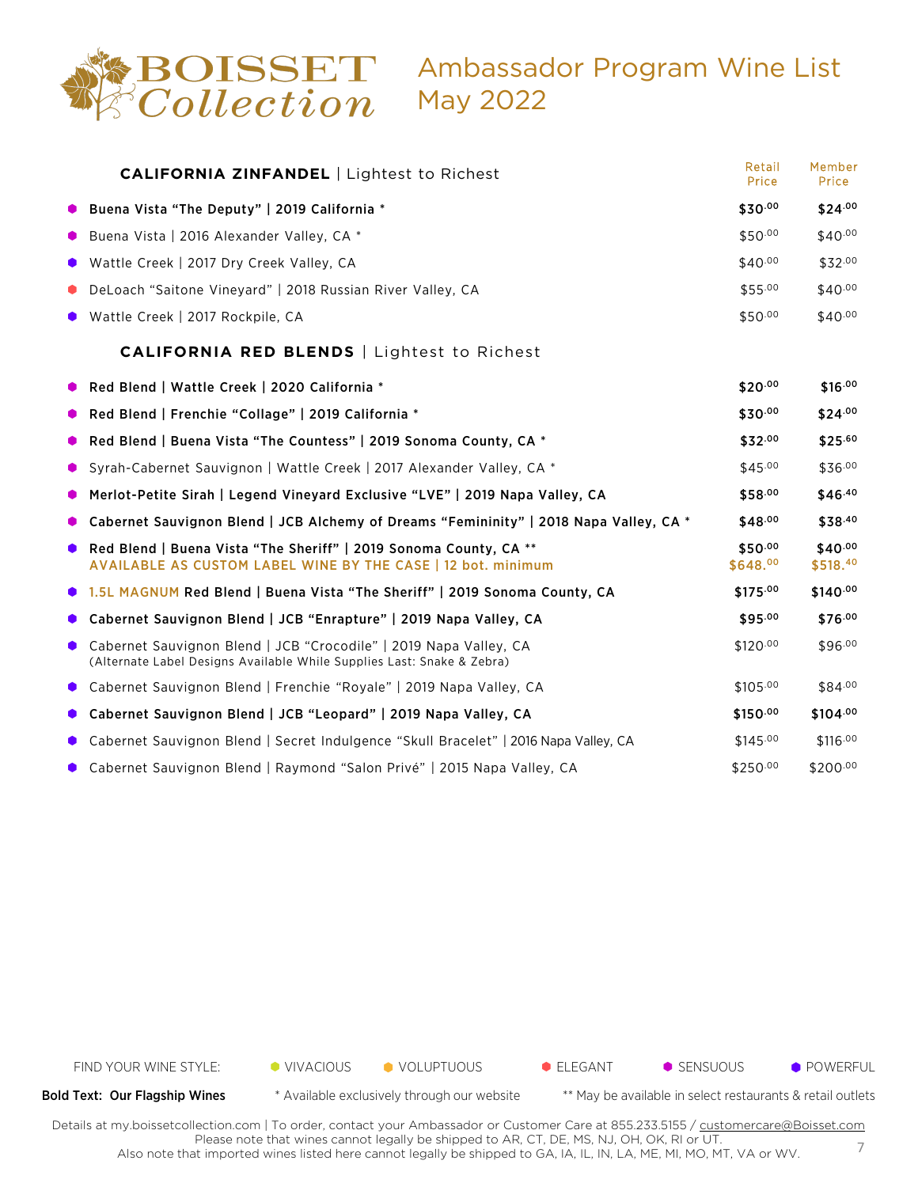# BOISSET Collection

## Ambassador Program Wine List May 2022

| **CALIFORNIA ZINFANDEL** \| Lightest to Richest | Retail Price | Member Price |
|---|---|---|
| **Buena Vista "The Deputy" \| 2019 California *** | **$30.00** | **$24.00** |
| Buena Vista \| 2016 Alexander Valley, CA * | $50.00 | $40.00 |
| Wattle Creek \| 2017 Dry Creek Valley, CA | $40.00 | $32.00 |
| DeLoach "Saitone Vineyard" \| 2018 Russian River Valley, CA | $55.00 | $40.00 |
| Wattle Creek \| 2017 Rockpile, CA | $50.00 | $40.00 |

| **CALIFORNIA RED BLENDS** \| Lightest to Richest | Retail Price | Member Price |
|---|---|---|
| **Red Blend \| Wattle Creek \| 2020 California *** | **$20.00** | **$16.00** |
| **Red Blend \| Frenchie "Collage" \| 2019 California *** | **$30.00** | **$24.00** |
| **Red Blend \| Buena Vista "The Countess" \| 2019 Sonoma County, CA *** | **$32.00** | **$25.60** |
| Syrah-Cabernet Sauvignon \| Wattle Creek \| 2017 Alexander Valley, CA * | $45.00 | $36.00 |
| **Merlot-Petite Sirah \| Legend Vineyard Exclusive "LVE" \| 2019 Napa Valley, CA** | **$58.00** | **$46.40** |
| **Cabernet Sauvignon Blend \| JCB Alchemy of Dreams "Femininity" \| 2018 Napa Valley, CA *** | **$48.00** | **$38.40** |
| **Red Blend \| Buena Vista "The Sheriff" \| 2019 Sonoma County, CA ****<br>AVAILABLE AS CUSTOM LABEL WINE BY THE CASE \| 12 bot. minimum | **$50.00**<br>$648.00 | **$40.00**<br>$518.40 |
| 1.5L MAGNUM **Red Blend \| Buena Vista "The Sheriff" \| 2019 Sonoma County, CA** | **$175.00** | **$140.00** |
| **Cabernet Sauvignon Blend \| JCB "Enrapture" \| 2019 Napa Valley, CA** | **$95.00** | **$76.00** |
| Cabernet Sauvignon Blend \| JCB "Crocodile" \| 2019 Napa Valley, CA<br>(Alternate Label Designs Available While Supplies Last: Snake & Zebra) | $120.00 | $96.00 |
| Cabernet Sauvignon Blend \| Frenchie "Royale" \| 2019 Napa Valley, CA | $105.00 | $84.00 |
| **Cabernet Sauvignon Blend \| JCB "Leopard" \| 2019 Napa Valley, CA** | **$150.00** | **$104.00** |
| Cabernet Sauvignon Blend \| Secret Indulgence "Skull Bracelet" \| 2016 Napa Valley, CA | $145.00 | $116.00 |
| Cabernet Sauvignon Blend \| Raymond "Salon Privé" \| 2015 Napa Valley, CA | $250.00 | $200.00 |

FIND YOUR WINE STYLE: VIVACIOUS · VOLUPTUOUS · ELEGANT · SENSUOUS · POWERFUL

**Bold Text: Our Flagship Wines** · * Available exclusively through our website · ** May be available in select restaurants & retail outlets

Details at my.boissetcollection.com | To order, contact your Ambassador or Customer Care at 855.233.5155 / customercare@Boisset.com
Please note that wines cannot legally be shipped to AR, CT, DE, MS, NJ, OH, OK, RI or UT.
Also note that imported wines listed here cannot legally be shipped to GA, IA, IL, IN, LA, ME, MI, MO, MT, VA or WV.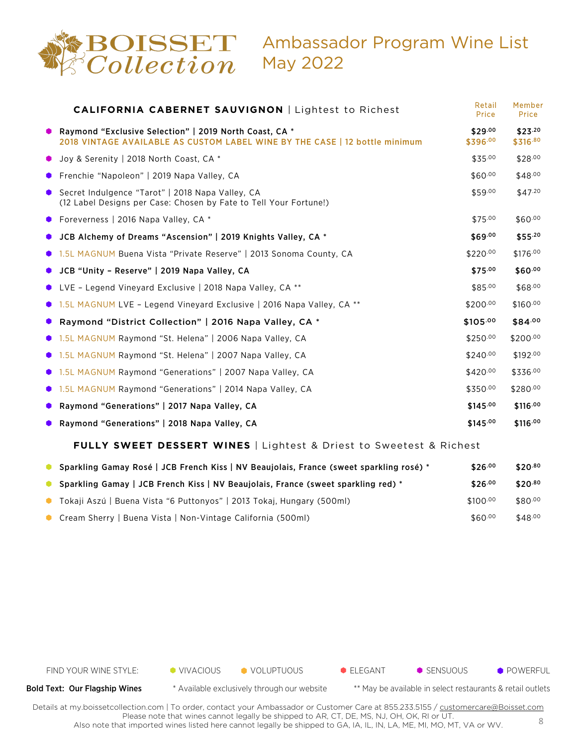# BOISSET Collection

## Ambassador Program Wine List May 2022

| CALIFORNIA CABERNET SAUVIGNON \| Lightest to Richest | Retail Price | Member Price |
|---|---|---|
| **Raymond "Exclusive Selection" \| 2019 North Coast, CA *** | **$29.00** | **$23.20** |
| **2018 VINTAGE AVAILABLE AS CUSTOM LABEL WINE BY THE CASE \| 12 bottle minimum** | **$396.00** | **$316.80** |
| Joy & Serenity \| 2018 North Coast, CA * | $35.00 | $28.00 |
| Frenchie "Napoleon" \| 2019 Napa Valley, CA | $60.00 | $48.00 |
| Secret Indulgence "Tarot" \| 2018 Napa Valley, CA (12 Label Designs per Case: Chosen by Fate to Tell Your Fortune!) | $59.00 | $47.20 |
| Foreverness \| 2016 Napa Valley, CA * | $75.00 | $60.00 |
| **JCB Alchemy of Dreams "Ascension" \| 2019 Knights Valley, CA *** | **$69.00** | **$55.20** |
| 1.5L MAGNUM Buena Vista "Private Reserve" \| 2013 Sonoma County, CA | $220.00 | $176.00 |
| **JCB "Unity – Reserve" \| 2019 Napa Valley, CA** | **$75.00** | **$60.00** |
| LVE – Legend Vineyard Exclusive \| 2018 Napa Valley, CA ** | $85.00 | $68.00 |
| 1.5L MAGNUM LVE – Legend Vineyard Exclusive \| 2016 Napa Valley, CA ** | $200.00 | $160.00 |
| **Raymond "District Collection" \| 2016 Napa Valley, CA *** | **$105.00** | **$84.00** |
| 1.5L MAGNUM Raymond "St. Helena" \| 2006 Napa Valley, CA | $250.00 | $200.00 |
| 1.5L MAGNUM Raymond "St. Helena" \| 2007 Napa Valley, CA | $240.00 | $192.00 |
| 1.5L MAGNUM Raymond "Generations" \| 2007 Napa Valley, CA | $420.00 | $336.00 |
| 1.5L MAGNUM Raymond "Generations" \| 2014 Napa Valley, CA | $350.00 | $280.00 |
| **Raymond "Generations" \| 2017 Napa Valley, CA** | **$145.00** | **$116.00** |
| **Raymond "Generations" \| 2018 Napa Valley, CA** | **$145.00** | **$116.00** |

| FULLY SWEET DESSERT WINES \| Lightest & Driest to Sweetest & Richest | Retail Price | Member Price |
|---|---|---|
| **Sparkling Gamay Rosé \| JCB French Kiss \| NV Beaujolais, France (sweet sparkling rosé) *** | **$26.00** | **$20.80** |
| **Sparkling Gamay \| JCB French Kiss \| NV Beaujolais, France (sweet sparkling red) *** | **$26.00** | **$20.80** |
| Tokaji Aszú \| Buena Vista "6 Puttonyos" \| 2013 Tokaj, Hungary (500ml) | $100.00 | $80.00 |
| Cream Sherry \| Buena Vista \| Non-Vintage California (500ml) | $60.00 | $48.00 |

FIND YOUR WINE STYLE: VIVACIOUS · VOLUPTUOUS · ELEGANT · SENSUOUS · POWERFUL

**Bold Text: Our Flagship Wines** &nbsp; * Available exclusively through our website &nbsp; ** May be available in select restaurants & retail outlets

Details at my.boissetcollection.com | To order, contact your Ambassador or Customer Care at 855.233.5155 / customercare@Boisset.com
Please note that wines cannot legally be shipped to AR, CT, DE, MS, NJ, OH, OK, RI or UT.
Also note that imported wines listed here cannot legally be shipped to GA, IA, IL, IN, LA, ME, MI, MO, MT, VA or WV.